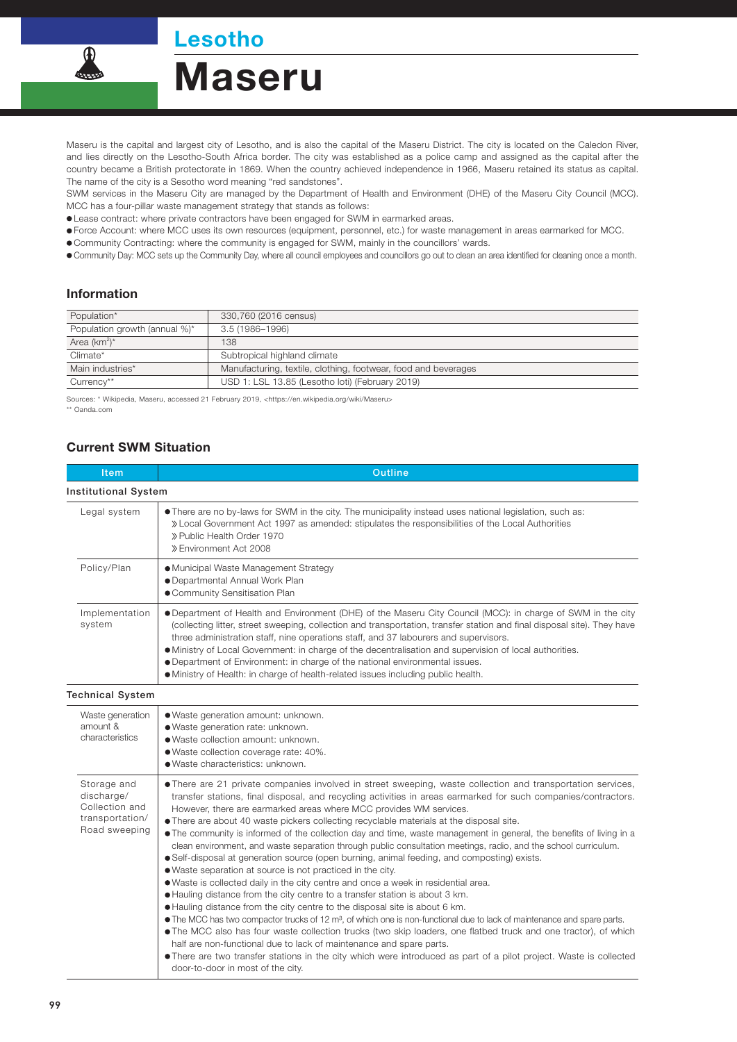## Lesotho

# Maseru

Maseru is the capital and largest city of Lesotho, and is also the capital of the Maseru District. The city is located on the Caledon River, and lies directly on the Lesotho-South Africa border. The city was established as a police camp and assigned as the capital after the country became a British protectorate in 1869. When the country achieved independence in 1966, Maseru retained its status as capital. The name of the city is a Sesotho word meaning "red sandstones".

SWM services in the Maseru City are managed by the Department of Health and Environment (DHE) of the Maseru City Council (MCC). MCC has a four-pillar waste management strategy that stands as follows:

- Lease contract: where private contractors have been engaged for SWM in earmarked areas.
- Force Account: where MCC uses its own resources (equipment, personnel, etc.) for waste management in areas earmarked for MCC.
- Community Contracting: where the community is engaged for SWM, mainly in the councillors' wards.
- Community Day: MCC sets up the Community Day, where all council employees and councillors go out to clean an area identified for cleaning once a month.

### Information

| | |
|---|---|
| Population* | 330,760 (2016 census) |
| Population growth (annual %)* | 3.5 (1986–1996) |
| Area (km$^2$)* | 138 |
| Climate* | Subtropical highland climate |
| Main industries* | Manufacturing, textile, clothing, footwear, food and beverages |
| Currency** | USD 1: LSL 13.85 (Lesotho loti) (February 2019) |

Sources: * Wikipedia, Maseru, accessed 21 February 2019, <https://en.wikipedia.org/wiki/Maseru>
** Oanda.com

### Current SWM Situation

| Item | Outline |
|---|---|
| **Institutional System** | |
| Legal system | ● There are no by-laws for SWM in the city. The municipality instead uses national legislation, such as:<br>» Local Government Act 1997 as amended: stipulates the responsibilities of the Local Authorities<br>» Public Health Order 1970<br>» Environment Act 2008 |
| Policy/Plan | ● Municipal Waste Management Strategy<br>● Departmental Annual Work Plan<br>● Community Sensitisation Plan |
| Implementation system | ● Department of Health and Environment (DHE) of the Maseru City Council (MCC): in charge of SWM in the city (collecting litter, street sweeping, collection and transportation, transfer station and final disposal site). They have three administration staff, nine operations staff, and 37 labourers and supervisors.<br>● Ministry of Local Government: in charge of the decentralisation and supervision of local authorities.<br>● Department of Environment: in charge of the national environmental issues.<br>● Ministry of Health: in charge of health-related issues including public health. |
| **Technical System** | |
| Waste generation amount & characteristics | ● Waste generation amount: unknown.<br>● Waste generation rate: unknown.<br>● Waste collection amount: unknown.<br>● Waste collection coverage rate: 40%.<br>● Waste characteristics: unknown. |
| Storage and discharge/ Collection and transportation/ Road sweeping | ● There are 21 private companies involved in street sweeping, waste collection and transportation services, transfer stations, final disposal, and recycling activities in areas earmarked for such companies/contractors. However, there are earmarked areas where MCC provides WM services.<br>● There are about 40 waste pickers collecting recyclable materials at the disposal site.<br>● The community is informed of the collection day and time, waste management in general, the benefits of living in a clean environment, and waste separation through public consultation meetings, radio, and the school curriculum.<br>● Self-disposal at generation source (open burning, animal feeding, and composting) exists.<br>● Waste separation at source is not practiced in the city.<br>● Waste is collected daily in the city centre and once a week in residential area.<br>● Hauling distance from the city centre to a transfer station is about 3 km.<br>● Hauling distance from the city centre to the disposal site is about 6 km.<br>● The MCC has two compactor trucks of 12 m$^3$, of which one is non-functional due to lack of maintenance and spare parts.<br>● The MCC also has four waste collection trucks (two skip loaders, one flatbed truck and one tractor), of which half are non-functional due to lack of maintenance and spare parts.<br>● There are two transfer stations in the city which were introduced as part of a pilot project. Waste is collected door-to-door in most of the city. |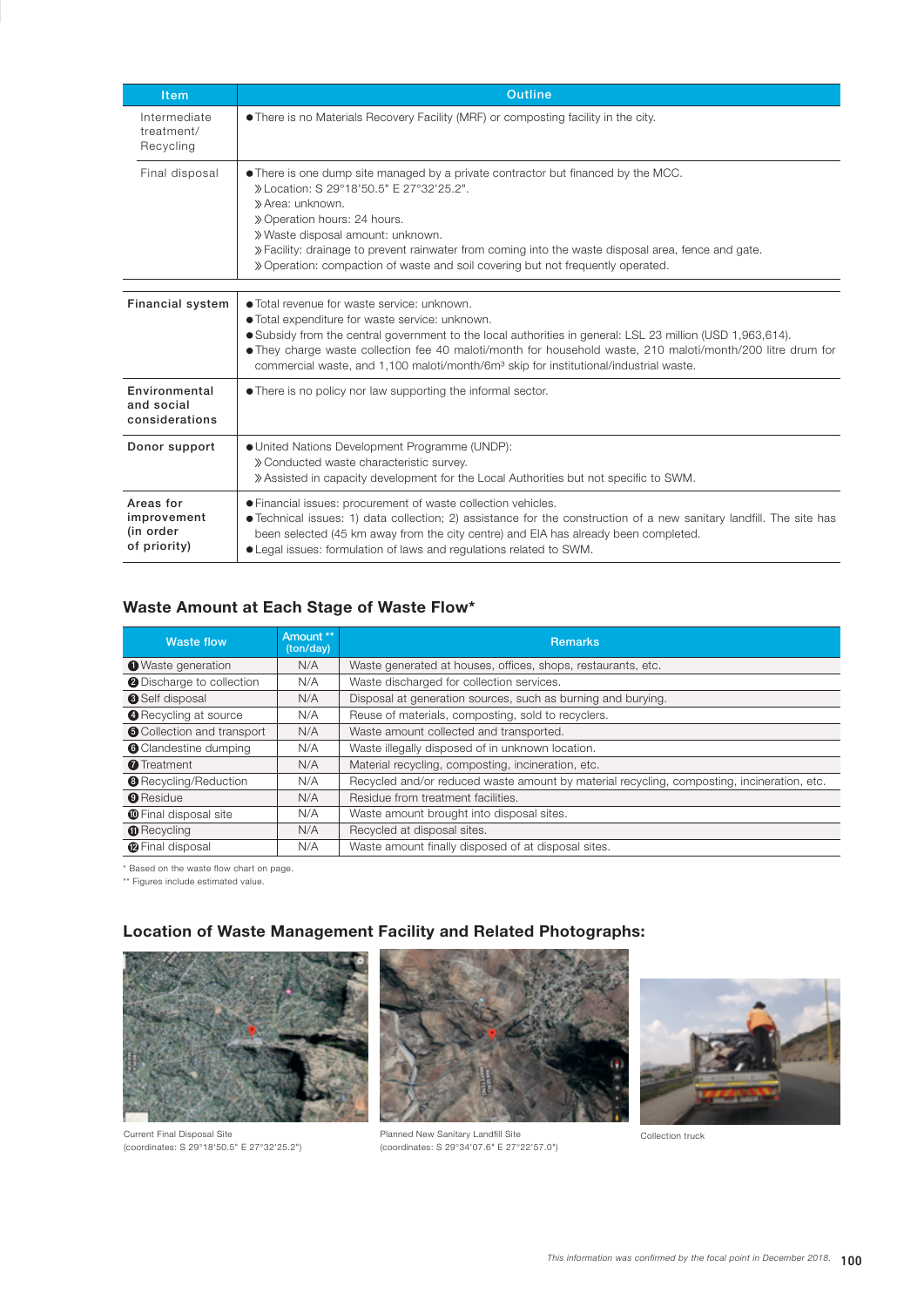| Item | Outline |
| --- | --- |
| Intermediate treatment/ Recycling | ● There is no Materials Recovery Facility (MRF) or composting facility in the city. |
| Final disposal | ● There is one dump site managed by a private contractor but financed by the MCC.<br>» Location: S 29°18'50.5" E 27°32'25.2".<br>» Area: unknown.<br>» Operation hours: 24 hours.<br>» Waste disposal amount: unknown.<br>» Facility: drainage to prevent rainwater from coming into the waste disposal area, fence and gate.<br>» Operation: compaction of waste and soil covering but not frequently operated. |
| **Financial system** | ● Total revenue for waste service: unknown.<br>● Total expenditure for waste service: unknown.<br>● Subsidy from the central government to the local authorities in general: LSL 23 million (USD 1,963,614).<br>● They charge waste collection fee 40 maloti/month for household waste, 210 maloti/month/200 litre drum for commercial waste, and 1,100 maloti/month/6m³ skip for institutional/industrial waste. |
| **Environmental and social considerations** | ● There is no policy nor law supporting the informal sector. |
| **Donor support** | ● United Nations Development Programme (UNDP):<br>» Conducted waste characteristic survey.<br>» Assisted in capacity development for the Local Authorities but not specific to SWM. |
| **Areas for improvement (in order of priority)** | ● Financial issues: procurement of waste collection vehicles.<br>● Technical issues: 1) data collection; 2) assistance for the construction of a new sanitary landfill. The site has been selected (45 km away from the city centre) and EIA has already been completed.<br>● Legal issues: formulation of laws and regulations related to SWM. |

## Waste Amount at Each Stage of Waste Flow*

| Waste flow | Amount ** (ton/day) | Remarks |
| --- | --- | --- |
| ❶ Waste generation | N/A | Waste generated at houses, offices, shops, restaurants, etc. |
| ❷ Discharge to collection | N/A | Waste discharged for collection services. |
| ❸ Self disposal | N/A | Disposal at generation sources, such as burning and burying. |
| ❹ Recycling at source | N/A | Reuse of materials, composting, sold to recyclers. |
| ❺ Collection and transport | N/A | Waste amount collected and transported. |
| ❻ Clandestine dumping | N/A | Waste illegally disposed of in unknown location. |
| ❼ Treatment | N/A | Material recycling, composting, incineration, etc. |
| ❽ Recycling/Reduction | N/A | Recycled and/or reduced waste amount by material recycling, composting, incineration, etc. |
| ❾ Residue | N/A | Residue from treatment facilities. |
| ❿ Final disposal site | N/A | Waste amount brought into disposal sites. |
| ⓫ Recycling | N/A | Recycled at disposal sites. |
| ⓬ Final disposal | N/A | Waste amount finally disposed of at disposal sites. |

\* Based on the waste flow chart on page.
\*\* Figures include estimated value.

## Location of Waste Management Facility and Related Photographs:

Current Final Disposal Site
(coordinates: S 29°18'50.5" E 27°32'25.2")

Planned New Sanitary Landfill Site
(coordinates: S 29°34'07.6" E 27°22'57.0")

Collection truck

*This information was confirmed by the focal point in December 2018.*